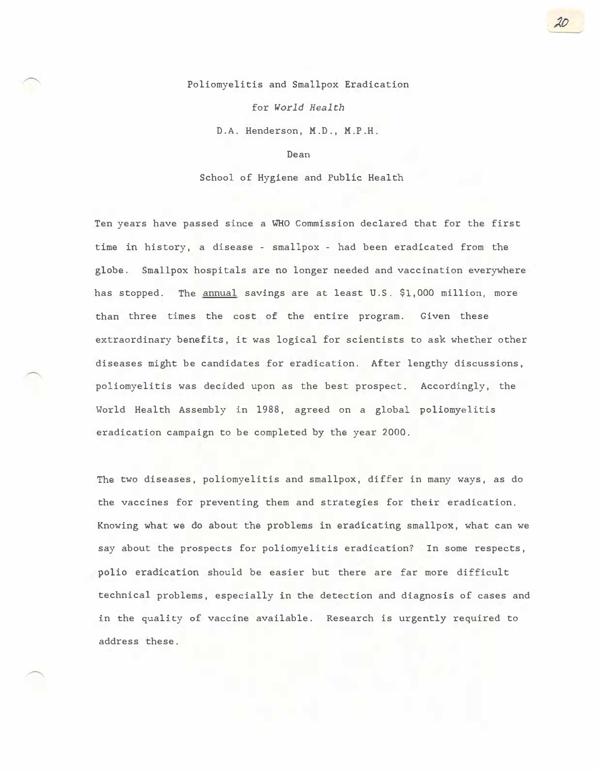# Poliomyelitis and Smallpox Eradication

for *World Health*

D.A. Henderson, M.D., M.P.H.

Dean

School of Hygiene and Public Health

Ten years have passed since a WHO Commission declared that for the first time in history, a disease - smallpox - had been eradicated from the globe. Smallpox hospitals are no longer needed and vaccination everywhere has stopped. The <u>annual</u> savings are at least U.S. $1,000 million, more than three times the cost of the entire program. Given these extraordinary benefits, it was logical for scientists to ask whether other diseases might be candidates for eradication. After lengthy discussions, poliomyelitis was decided upon as the best prospect. Accordingly, the World Health Assembly in 1988, agreed on a global poliomyelitis eradication campaign to be completed by the year 2000.

The two diseases, poliomyelitis and smallpox, differ in many ways, as do the vaccines for preventing them and strategies for their eradication. Knowing what we do about the problems in eradicating smallpox, what can we say about the prospects for poliomyelitis eradication? In some respects, polio eradication should be easier but there are far more difficult technical problems, especially in the detection and diagnosis of cases and in the quality of vaccine available. Research is urgently required to address these.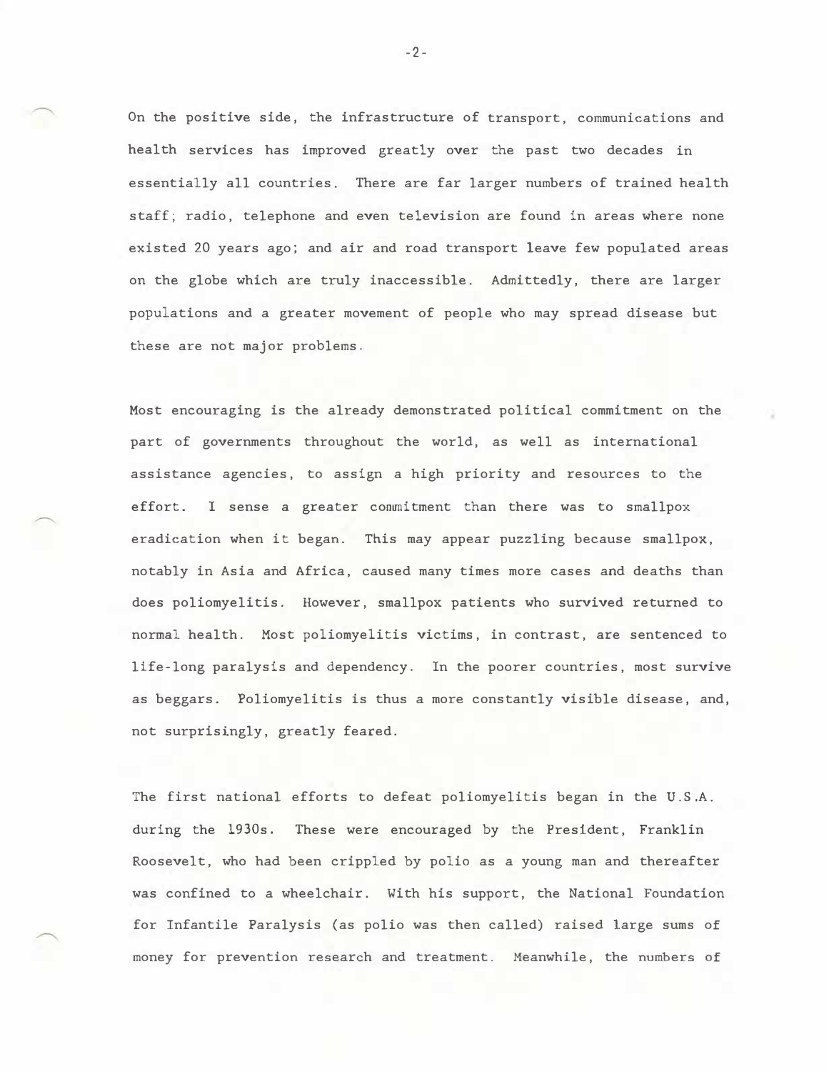On the positive side, the infrastructure of transport, communications and health services has improved greatly over the past two decades in essentially all countries. There are far larger numbers of trained health staff; radio, telephone and even television are found in areas where none existed 20 years ago; and air and road transport leave few populated areas on the globe which are truly inaccessible. Admittedly, there are larger populations and a greater movement of people who may spread disease but these are not major problems.

Most encouraging is the already demonstrated political commitment on the part of governments throughout the world, as well as international assistance agencies, to assign a high priority and resources to the effort. I sense a greater commitment than there was to smallpox eradication when it began. This may appear puzzling because smallpox, notably in Asia and Africa, caused many times more cases and deaths than does poliomyelitis. However, smallpox patients who survived returned to normal health. Most poliomyelitis victims, in contrast, are sentenced to life-long paralysis and dependency. In the poorer countries, most survive as beggars. Poliomyelitis is thus a more constantly visible disease, and, not surprisingly, greatly feared.

The first national efforts to defeat poliomyelitis began in the U.S.A. during the 1930s. These were encouraged by the President, Franklin Roosevelt, who had been crippled by polio as a young man and thereafter was confined to a wheelchair. With his support, the National Foundation for Infantile Paralysis (as polio was then called) raised large sums of money for prevention research and treatment. Meanwhile, the numbers of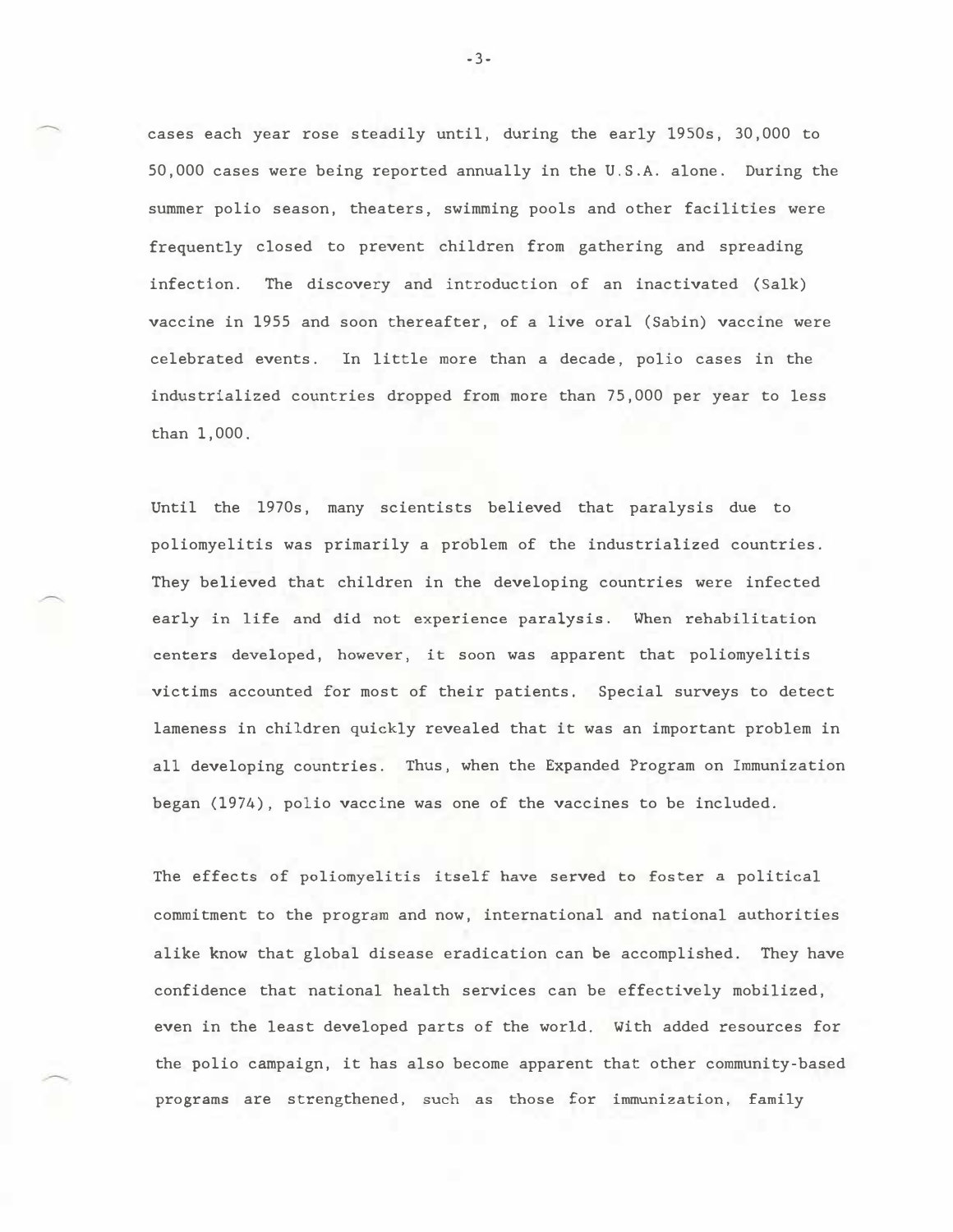cases each year rose steadily until, during the early 1950s, 30,000 to 50,000 cases were being reported annually in the U.S.A. alone. During the summer polio season, theaters, swimming pools and other facilities were frequently closed to prevent children from gathering and spreading infection. The discovery and introduction of an inactivated (Salk) vaccine in 1955 and soon thereafter, of a live oral (Sabin) vaccine were celebrated events. In little more than a decade, polio cases in the industrialized countries dropped from more than 75,000 per year to less than 1,000.

Until the 1970s, many scientists believed that paralysis due to poliomyelitis was primarily a problem of the industrialized countries. They believed that children in the developing countries were infected early in life and did not experience paralysis. When rehabilitation centers developed, however, it soon was apparent that poliomyelitis victims accounted for most of their patients. Special surveys to detect lameness in children quickly revealed that it was an important problem in all developing countries. Thus, when the Expanded Program on Immunization began (1974), polio vaccine was one of the vaccines to be included.

The effects of poliomyelitis itself have served to foster a political commitment to the program and now, international and national authorities alike know that global disease eradication can be accomplished. They have confidence that national health services can be effectively mobilized, even in the least developed parts of the world. With added resources for the polio campaign, it has also become apparent that other community-based programs are strengthened, such as those for immunization, family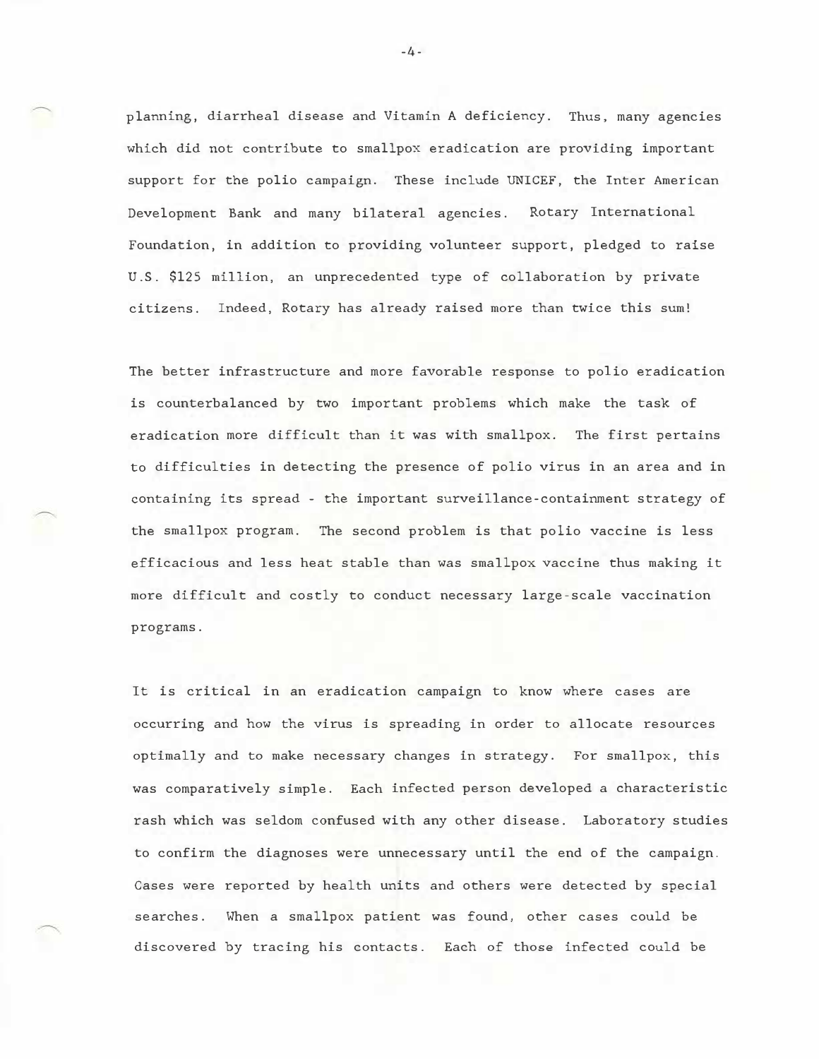planning, diarrheal disease and Vitamin A deficiency. Thus, many agencies which did not contribute to smallpox eradication are providing important support for the polio campaign. These include UNICEF, the Inter American Development Bank and many bilateral agencies. Rotary International Foundation, in addition to providing volunteer support, pledged to raise U.S. $125 million, an unprecedented type of collaboration by private citizens. Indeed, Rotary has already raised more than twice this sum!

The better infrastructure and more favorable response to polio eradication is counterbalanced by two important problems which make the task of eradication more difficult than it was with smallpox. The first pertains to difficulties in detecting the presence of polio virus in an area and in containing its spread - the important surveillance-containment strategy of the smallpox program. The second problem is that polio vaccine is less efficacious and less heat stable than was smallpox vaccine thus making it more difficult and costly to conduct necessary large-scale vaccination programs.

It is critical in an eradication campaign to know where cases are occurring and how the virus is spreading in order to allocate resources optimally and to make necessary changes in strategy. For smallpox, this was comparatively simple. Each infected person developed a characteristic rash which was seldom confused with any other disease. Laboratory studies to confirm the diagnoses were unnecessary until the end of the campaign. Cases were reported by health units and others were detected by special searches. When a smallpox patient was found, other cases could be discovered by tracing his contacts. Each of those infected could be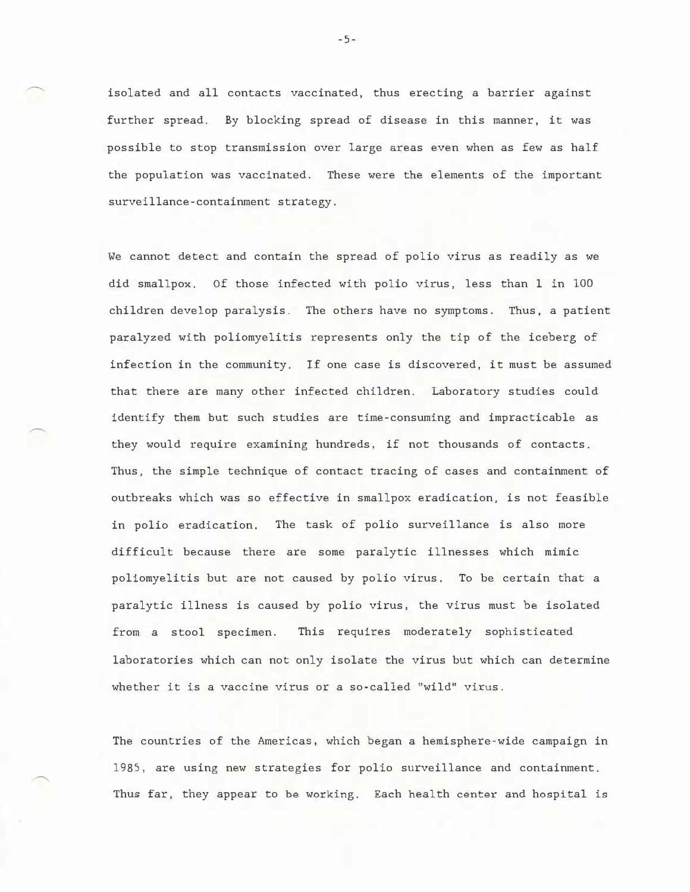isolated and all contacts vaccinated, thus erecting a barrier against further spread. By blocking spread of disease in this manner, it was possible to stop transmission over large areas even when as few as half the population was vaccinated. These were the elements of the important surveillance-containment strategy.

We cannot detect and contain the spread of polio virus as readily as we did smallpox. Of those infected with polio virus, less than 1 in 100 children develop paralysis. The others have no symptoms. Thus, a patient paralyzed with poliomyelitis represents only the tip of the iceberg of infection in the community. If one case is discovered, it must be assumed that there are many other infected children. Laboratory studies could identify them but such studies are time-consuming and impracticable as they would require examining hundreds, if not thousands of contacts. Thus, the simple technique of contact tracing of cases and containment of outbreaks which was so effective in smallpox eradication, is not feasible in polio eradication. The task of polio surveillance is also more difficult because there are some paralytic illnesses which mimic poliomyelitis but are not caused by polio virus. To be certain that a paralytic illness is caused by polio virus, the virus must be isolated from a stool specimen. This requires moderately sophisticated laboratories which can not only isolate the virus but which can determine whether it is a vaccine virus or a so-called "wild" virus.

The countries of the Americas, which began a hemisphere-wide campaign in 1985, are using new strategies for polio surveillance and containment. Thus far, they appear to be working. Each health center and hospital is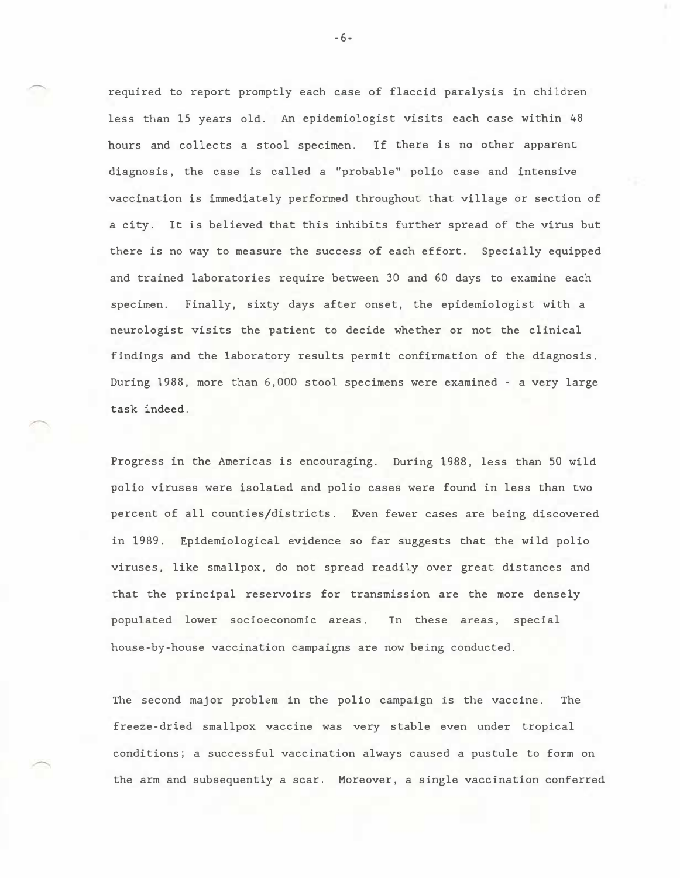required to report promptly each case of flaccid paralysis in children less than 15 years old. An epidemiologist visits each case within 48 hours and collects a stool specimen. If there is no other apparent diagnosis, the case is called a "probable" polio case and intensive vaccination is immediately performed throughout that village or section of a city. It is believed that this inhibits further spread of the virus but there is no way to measure the success of each effort. Specially equipped and trained laboratories require between 30 and 60 days to examine each specimen. Finally, sixty days after onset, the epidemiologist with a neurologist visits the patient to decide whether or not the clinical findings and the laboratory results permit confirmation of the diagnosis. During 1988, more than 6,000 stool specimens were examined - a very large task indeed.

Progress in the Americas is encouraging. During 1988, less than 50 wild polio viruses were isolated and polio cases were found in less than two percent of all counties/districts. Even fewer cases are being discovered in 1989. Epidemiological evidence so far suggests that the wild polio viruses, like smallpox, do not spread readily over great distances and that the principal reservoirs for transmission are the more densely populated lower socioeconomic areas. In these areas, special house-by-house vaccination campaigns are now being conducted.

The second major problem in the polio campaign is the vaccine. The freeze-dried smallpox vaccine was very stable even under tropical conditions; a successful vaccination always caused a pustule to form on the arm and subsequently a scar. Moreover, a single vaccination conferred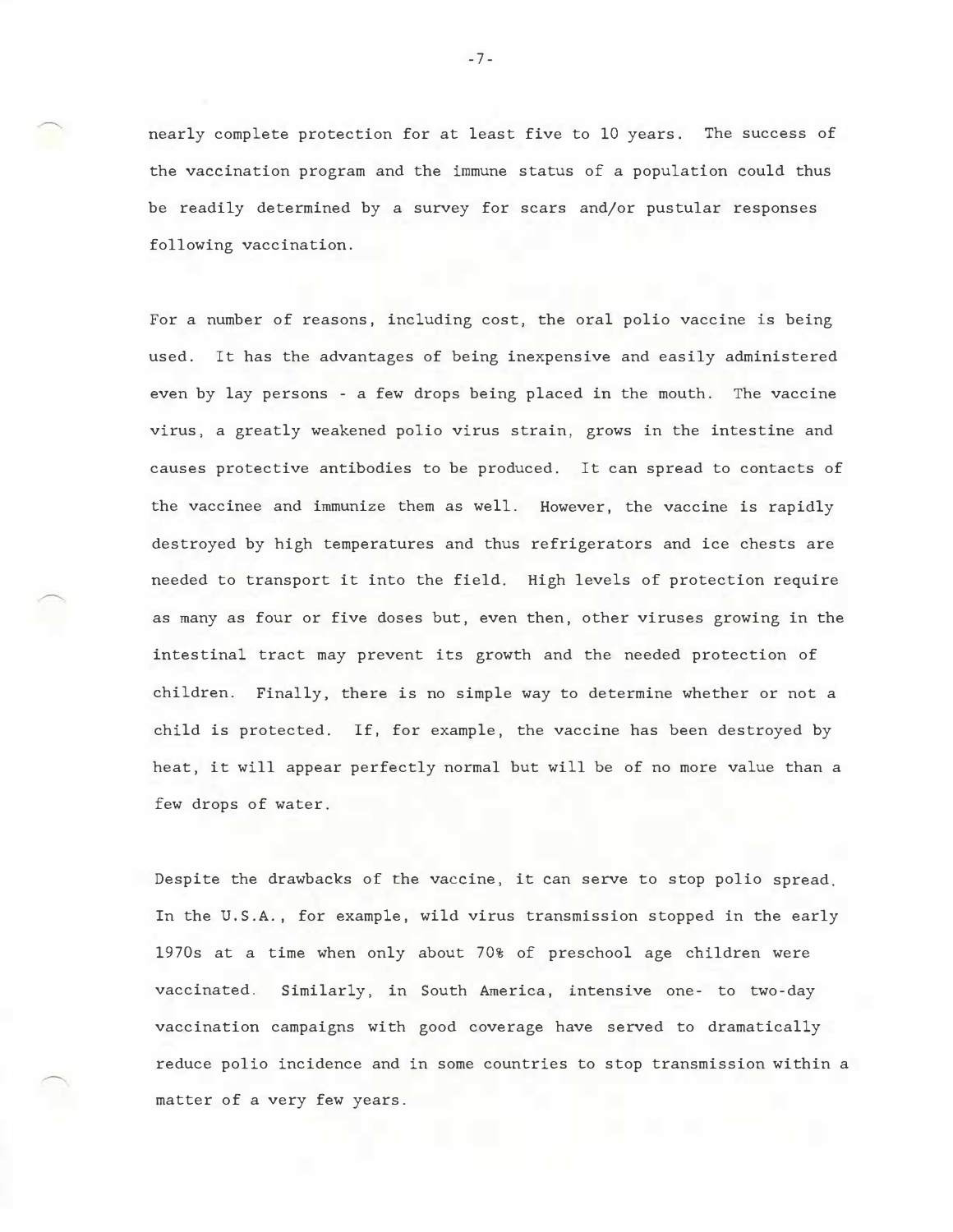nearly complete protection for at least five to 10 years. The success of the vaccination program and the immune status of a population could thus be readily determined by a survey for scars and/or pustular responses following vaccination.

For a number of reasons, including cost, the oral polio vaccine is being used. It has the advantages of being inexpensive and easily administered even by lay persons - a few drops being placed in the mouth. The vaccine virus, a greatly weakened polio virus strain, grows in the intestine and causes protective antibodies to be produced. It can spread to contacts of the vaccinee and immunize them as well. However, the vaccine is rapidly destroyed by high temperatures and thus refrigerators and ice chests are needed to transport it into the field. High levels of protection require as many as four or five doses but, even then, other viruses growing in the intestinal tract may prevent its growth and the needed protection of children. Finally, there is no simple way to determine whether or not a child is protected. If, for example, the vaccine has been destroyed by heat, it will appear perfectly normal but will be of no more value than a few drops of water.

Despite the drawbacks of the vaccine, it can serve to stop polio spread. In the U.S.A., for example, wild virus transmission stopped in the early 1970s at a time when only about 70% of preschool age children were vaccinated. Similarly, in South America, intensive one- to two-day vaccination campaigns with good coverage have served to dramatically reduce polio incidence and in some countries to stop transmission within a matter of a very few years.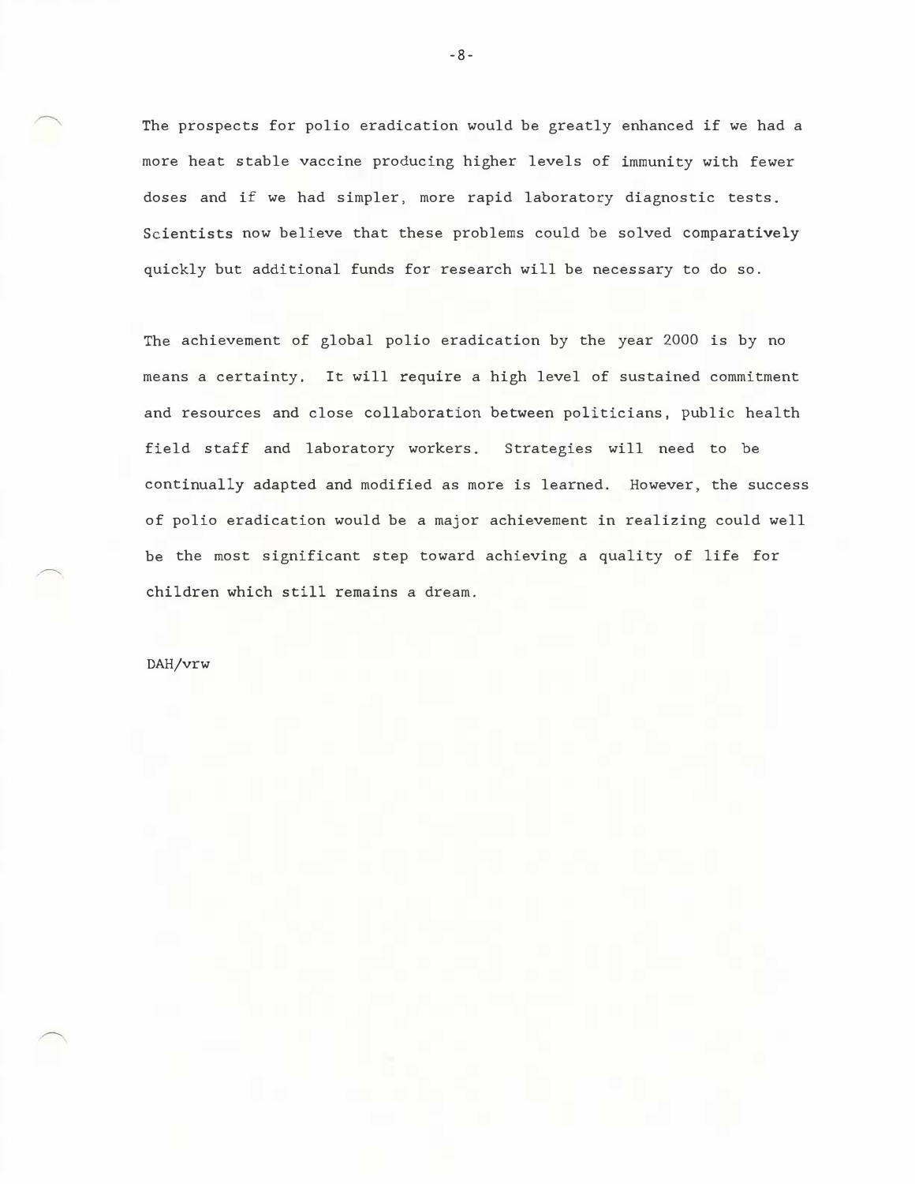The prospects for polio eradication would be greatly enhanced if we had a more heat stable vaccine producing higher levels of immunity with fewer doses and if we had simpler, more rapid laboratory diagnostic tests. Scientists now believe that these problems could be solved comparatively quickly but additional funds for research will be necessary to do so.

The achievement of global polio eradication by the year 2000 is by no means a certainty. It will require a high level of sustained commitment and resources and close collaboration between politicians, public health field staff and laboratory workers. Strategies will need to be continually adapted and modified as more is learned. However, the success of polio eradication would be a major achievement in realizing could well be the most significant step toward achieving a quality of life for children which still remains a dream.

DAH/vrw